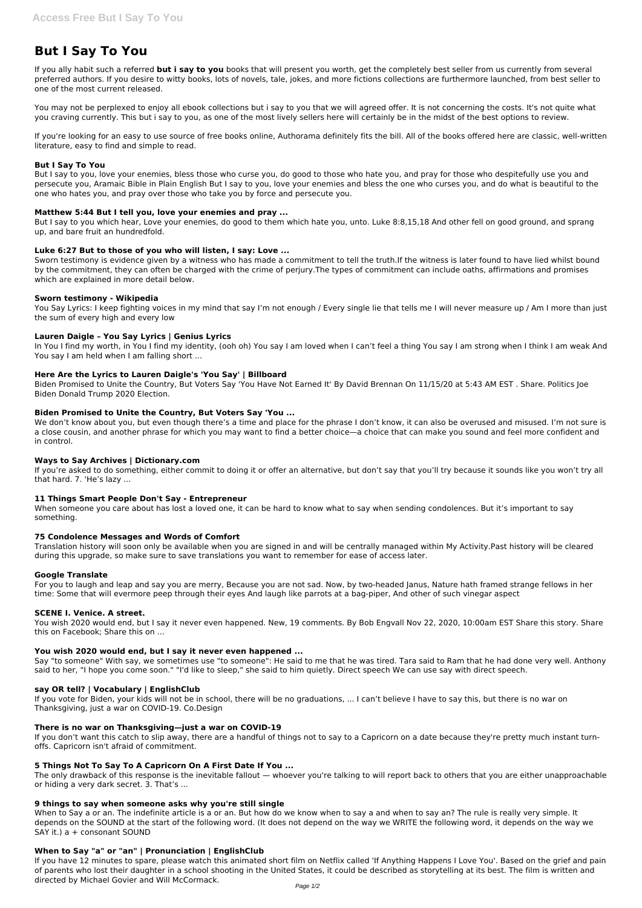# But I Say To You

If you ally habit such a referred **but i say to you** books that will present you worth, get the completely best seller from us currently from several preferred authors. If you desire to witty books, lots of novels, tale, jokes, and more fictions collections are furthermore launched, from best seller to one of the most current released.

You may not be perplexed to enjoy all ebook collections but i say to you that we will agreed offer. It is not concerning the costs. It's not quite what you craving currently. This but i say to you, as one of the most lively sellers here will certainly be in the midst of the best options to review.

If you're looking for an easy to use source of free books online, Authorama definitely fits the bill. All of the books offered here are classic, well-written literature, easy to find and simple to read.

### But I Say To You

But I say to you, love your enemies, bless those who curse you, do good to those who hate you, and pray for those who despitefully use you and persecute you, Aramaic Bible in Plain English But I say to you, love your enemies and bless the one who curses you, and do what is beautiful to the one who hates you, and pray over those who take you by force and persecute you.

### Matthew 5:44 But I tell you, love your enemies and pray ...

But I say to you which hear, Love your enemies, do good to them which hate you, unto. Luke 8:8,15,18 And other fell on good ground, and sprang up, and bare fruit an hundredfold.

### Luke 6:27 But to those of you who will listen, I say: Love ...

Sworn testimony is evidence given by a witness who has made a commitment to tell the truth.If the witness is later found to have lied whilst bound by the commitment, they can often be charged with the crime of perjury.The types of commitment can include oaths, affirmations and promises which are explained in more detail below.

### Sworn testimony - Wikipedia

You Say Lyrics: I keep fighting voices in my mind that say I'm not enough / Every single lie that tells me I will never measure up / Am I more than just the sum of every high and every low

### Lauren Daigle – You Say Lyrics | Genius Lyrics

In You I find my worth, in You I find my identity, (ooh oh) You say I am loved when I can't feel a thing You say I am strong when I think I am weak And You say I am held when I am falling short ...

### Here Are the Lyrics to Lauren Daigle's 'You Say' | Billboard

Biden Promised to Unite the Country, But Voters Say 'You Have Not Earned It' By David Brennan On 11/15/20 at 5:43 AM EST . Share. Politics Joe Biden Donald Trump 2020 Election.

### Biden Promised to Unite the Country, But Voters Say 'You ...

We don't know about you, but even though there's a time and place for the phrase I don't know, it can also be overused and misused. I'm not sure is a close cousin, and another phrase for which you may want to find a better choice—a choice that can make you sound and feel more confident and in control.

### Ways to Say Archives | Dictionary.com

If you're asked to do something, either commit to doing it or offer an alternative, but don't say that you'll try because it sounds like you won't try all that hard. 7. 'He's lazy ...

### 11 Things Smart People Don't Say - Entrepreneur

When someone you care about has lost a loved one, it can be hard to know what to say when sending condolences. But it's important to say something.

### 75 Condolence Messages and Words of Comfort

Translation history will soon only be available when you are signed in and will be centrally managed within My Activity.Past history will be cleared during this upgrade, so make sure to save translations you want to remember for ease of access later.

### Google Translate

For you to laugh and leap and say you are merry, Because you are not sad. Now, by two-headed Janus, Nature hath framed strange fellows in her time: Some that will evermore peep through their eyes And laugh like parrots at a bag-piper, And other of such vinegar aspect

### SCENE I. Venice. A street.

You wish 2020 would end, but I say it never even happened. New, 19 comments. By Bob Engvall Nov 22, 2020, 10:00am EST Share this story. Share this on Facebook; Share this on ...

### You wish 2020 would end, but I say it never even happened ...

Say "to someone" With say, we sometimes use "to someone": He said to me that he was tired. Tara said to Ram that he had done very well. Anthony said to her, "I hope you come soon." "I'd like to sleep," she said to him quietly. Direct speech We can use say with direct speech.

### say OR tell? | Vocabulary | EnglishClub

If you vote for Biden, your kids will not be in school, there will be no graduations, ... I can't believe I have to say this, but there is no war on Thanksgiving, just a war on COVID-19. Co.Design

### There is no war on Thanksgiving—just a war on COVID-19

If you don't want this catch to slip away, there are a handful of things not to say to a Capricorn on a date because they're pretty much instant turn-offs. Capricorn isn't afraid of commitment.

### 5 Things Not To Say To A Capricorn On A First Date If You ...

The only drawback of this response is the inevitable fallout — whoever you're talking to will report back to others that you are either unapproachable or hiding a very dark secret. 3. That's ...

### 9 things to say when someone asks why you're still single

When to Say a or an. The indefinite article is a or an. But how do we know when to say a and when to say an? The rule is really very simple. It depends on the SOUND at the start of the following word. (It does not depend on the way we WRITE the following word, it depends on the way we SAY it.) a + consonant SOUND

### When to Say "a" or "an" | Pronunciation | EnglishClub

If you have 12 minutes to spare, please watch this animated short film on Netflix called 'If Anything Happens I Love You'. Based on the grief and pain of parents who lost their daughter in a school shooting in the United States, it could be described as storytelling at its best. The film is written and directed by Michael Govier and Will McCormack.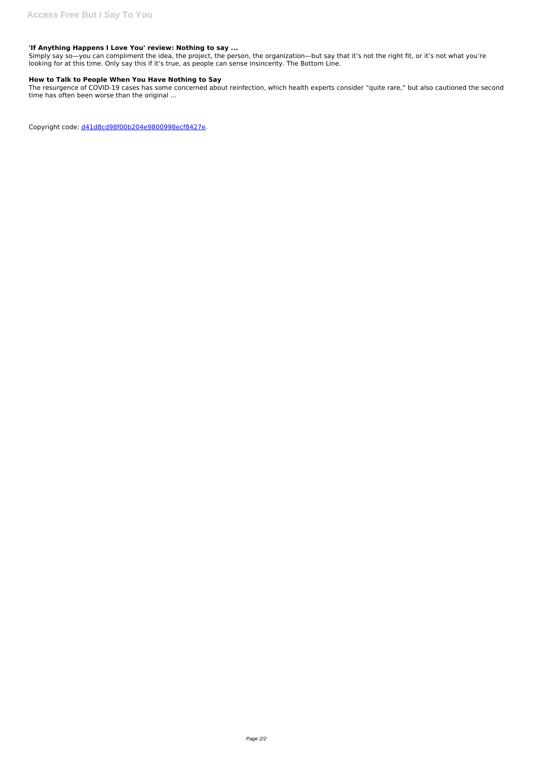### 'If Anything Happens I Love You' review: Nothing to say ...

Simply say so—you can compliment the idea, the project, the person, the organization—but say that it’s not the right fit, or it’s not what you’re looking for at this time. Only say this if it’s true, as people can sense insincerity. The Bottom Line.

### How to Talk to People When You Have Nothing to Say

The resurgence of COVID-19 cases has some concerned about reinfection, which health experts consider “quite rare,” but also cautioned the second time has often been worse than the original ...

Copyright code: d41d8cd98f00b204e9800998ecf8427e.